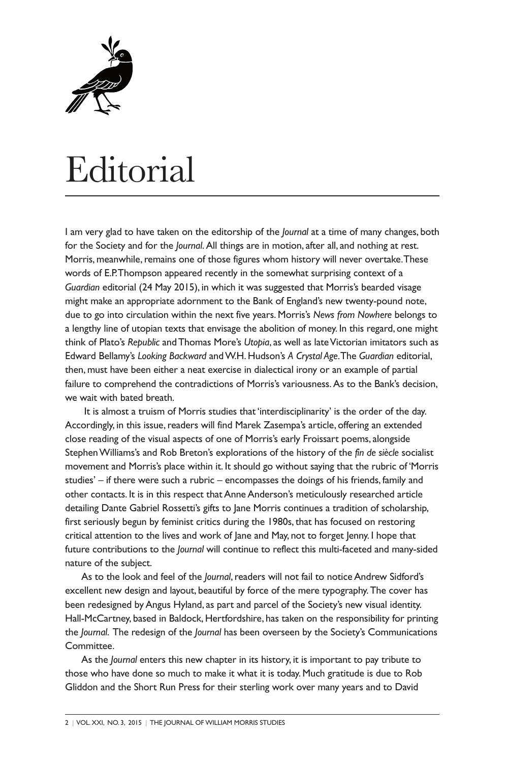# Editorial

I am very glad to have taken on the editorship of the *Journal* at a time of many changes, both for the Society and for the *Journal*. All things are in motion, after all, and nothing at rest. Morris, meanwhile, remains one of those figures whom history will never overtake. These words of E.P. Thompson appeared recently in the somewhat surprising context of a *Guardian* editorial (24 May 2015), in which it was suggested that Morris's bearded visage might make an appropriate adornment to the Bank of England's new twenty-pound note, due to go into circulation within the next five years. Morris's *News from Nowhere* belongs to a lengthy line of utopian texts that envisage the abolition of money. In this regard, one might think of Plato's *Republic* and Thomas More's *Utopia*, as well as late Victorian imitators such as Edward Bellamy's *Looking Backward* and W.H. Hudson's *A Crystal Age*. The *Guardian* editorial, then, must have been either a neat exercise in dialectical irony or an example of partial failure to comprehend the contradictions of Morris's variousness. As to the Bank's decision, we wait with bated breath.

It is almost a truism of Morris studies that 'interdisciplinarity' is the order of the day. Accordingly, in this issue, readers will find Marek Zasempa's article, offering an extended close reading of the visual aspects of one of Morris's early Froissart poems, alongside Stephen Williams's and Rob Breton's explorations of the history of the *fin de siècle* socialist movement and Morris's place within it. It should go without saying that the rubric of 'Morris studies' – if there were such a rubric – encompasses the doings of his friends, family and other contacts. It is in this respect that Anne Anderson's meticulously researched article detailing Dante Gabriel Rossetti's gifts to Jane Morris continues a tradition of scholarship, first seriously begun by feminist critics during the 1980s, that has focused on restoring critical attention to the lives and work of Jane and May, not to forget Jenny. I hope that future contributions to the *Journal* will continue to reflect this multi-faceted and many-sided nature of the subject.

As to the look and feel of the *Journal*, readers will not fail to notice Andrew Sidford's excellent new design and layout, beautiful by force of the mere typography. The cover has been redesigned by Angus Hyland, as part and parcel of the Society's new visual identity. Hall-McCartney, based in Baldock, Hertfordshire, has taken on the responsibility for printing the *Journal*. The redesign of the *Journal* has been overseen by the Society's Communications Committee.

As the *Journal* enters this new chapter in its history, it is important to pay tribute to those who have done so much to make it what it is today. Much gratitude is due to Rob Gliddon and the Short Run Press for their sterling work over many years and to David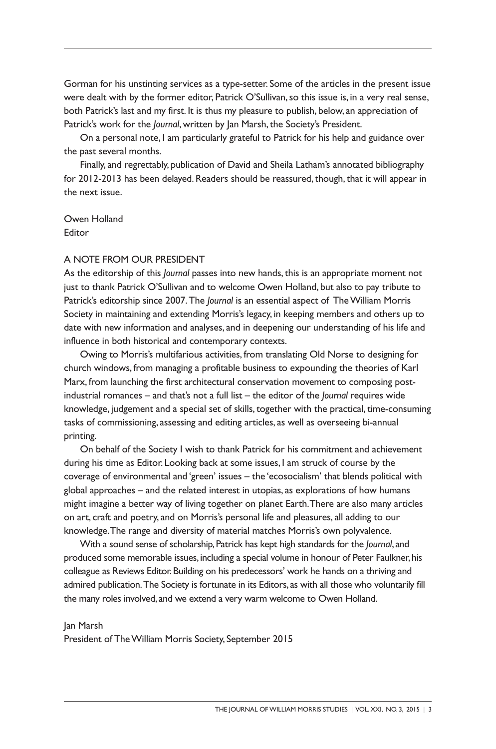Gorman for his unstinting services as a type-setter. Some of the articles in the present issue were dealt with by the former editor, Patrick O'Sullivan, so this issue is, in a very real sense, both Patrick's last and my first. It is thus my pleasure to publish, below, an appreciation of Patrick's work for the *Journal*, written by Jan Marsh, the Society's President.

On a personal note, I am particularly grateful to Patrick for his help and guidance over the past several months.

Finally, and regrettably, publication of David and Sheila Latham's annotated bibliography for 2012-2013 has been delayed. Readers should be reassured, though, that it will appear in the next issue.

Owen Holland
Editor

## A NOTE FROM OUR PRESIDENT

As the editorship of this *Journal* passes into new hands, this is an appropriate moment not just to thank Patrick O'Sullivan and to welcome Owen Holland, but also to pay tribute to Patrick's editorship since 2007. The *Journal* is an essential aspect of The William Morris Society in maintaining and extending Morris's legacy, in keeping members and others up to date with new information and analyses, and in deepening our understanding of his life and influence in both historical and contemporary contexts.

Owing to Morris's multifarious activities, from translating Old Norse to designing for church windows, from managing a profitable business to expounding the theories of Karl Marx, from launching the first architectural conservation movement to composing post-industrial romances – and that's not a full list – the editor of the *Journal* requires wide knowledge, judgement and a special set of skills, together with the practical, time-consuming tasks of commissioning, assessing and editing articles, as well as overseeing bi-annual printing.

On behalf of the Society I wish to thank Patrick for his commitment and achievement during his time as Editor. Looking back at some issues, I am struck of course by the coverage of environmental and 'green' issues – the 'ecosocialism' that blends political with global approaches – and the related interest in utopias, as explorations of how humans might imagine a better way of living together on planet Earth. There are also many articles on art, craft and poetry, and on Morris's personal life and pleasures, all adding to our knowledge. The range and diversity of material matches Morris's own polyvalence.

With a sound sense of scholarship, Patrick has kept high standards for the *Journal*, and produced some memorable issues, including a special volume in honour of Peter Faulkner, his colleague as Reviews Editor. Building on his predecessors' work he hands on a thriving and admired publication. The Society is fortunate in its Editors, as with all those who voluntarily fill the many roles involved, and we extend a very warm welcome to Owen Holland.

Jan Marsh
President of The William Morris Society, September 2015